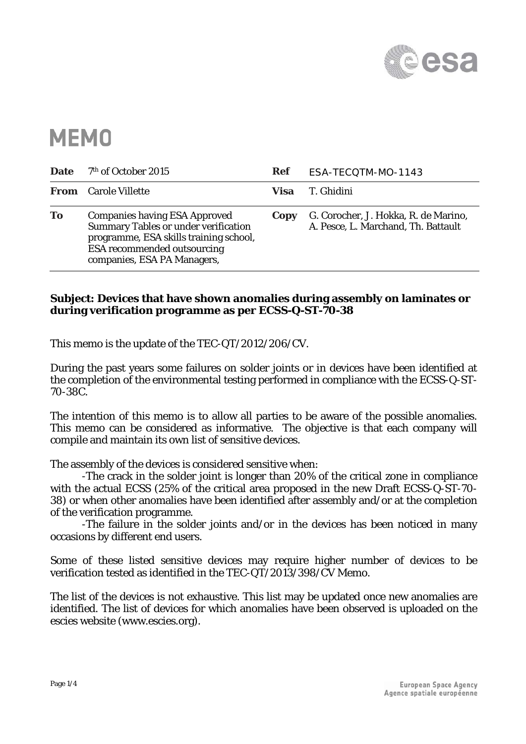# MEMO

| **Date** | 7th of October 2015 | **Ref** | ESA-TECQTM-MO-1143 |
|---|---|---|---|
| **From** | Carole Villette | **Visa** | T. Ghidini |
| **To** | Companies having ESA Approved Summary Tables or under verification programme, ESA skills training school, ESA recommended outsourcing companies, ESA PA Managers, | **Copy** | G. Corocher, J. Hokka, R. de Marino, A. Pesce, L. Marchand, Th. Battault |

**Subject: Devices that have shown anomalies during assembly on laminates or during verification programme as per ECSS-Q-ST-70-38**

This memo is the update of the TEC-QT/2012/206/CV.

During the past years some failures on solder joints or in devices have been identified at the completion of the environmental testing performed in compliance with the ECSS-Q-ST-70-38C.

The intention of this memo is to allow all parties to be aware of the possible anomalies. This memo can be considered as informative. The objective is that each company will compile and maintain its own list of sensitive devices.

The assembly of the devices is considered sensitive when:

-The crack in the solder joint is longer than 20% of the critical zone in compliance with the actual ECSS (25% of the critical area proposed in the new Draft ECSS-Q-ST-70-38) or when other anomalies have been identified after assembly and/or at the completion of the verification programme.

-The failure in the solder joints and/or in the devices has been noticed in many occasions by different end users.

Some of these listed sensitive devices may require higher number of devices to be verification tested as identified in the TEC-QT/2013/398/CV Memo.

The list of the devices is not exhaustive. This list may be updated once new anomalies are identified. The list of devices for which anomalies have been observed is uploaded on the escies website (www.escies.org).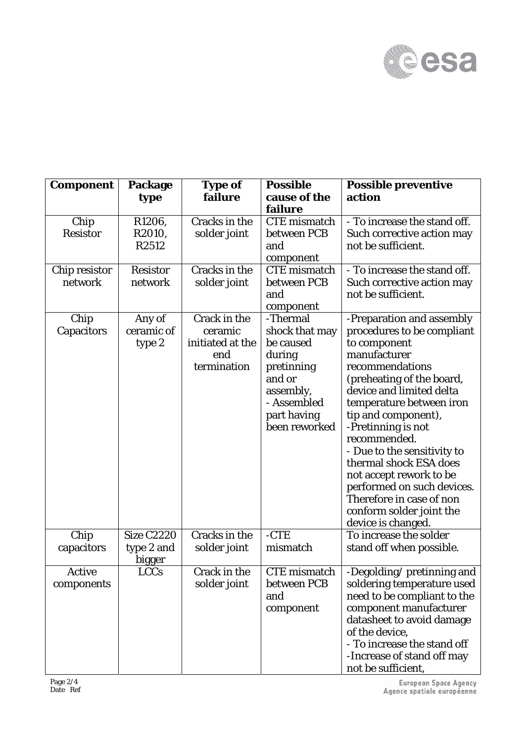| Component | Package type | Type of failure | Possible cause of the failure | Possible preventive action |
|---|---|---|---|---|
| Chip Resistor | R1206, R2010, R2512 | Cracks in the solder joint | CTE mismatch between PCB and component | - To increase the stand off. Such corrective action may not be sufficient. |
| Chip resistor network | Resistor network | Cracks in the solder joint | CTE mismatch between PCB and component | - To increase the stand off. Such corrective action may not be sufficient. |
| Chip Capacitors | Any of ceramic of type 2 | Crack in the ceramic initiated at the end termination | -Thermal shock that may be caused during pretinning and or assembly, - Assembled part having been reworked | -Preparation and assembly procedures to be compliant to component manufacturer recommendations (preheating of the board, device and limited delta temperature between iron tip and component), -Pretinning is not recommended. - Due to the sensitivity to thermal shock ESA does not accept rework to be performed on such devices. Therefore in case of non conform solder joint the device is changed. |
| Chip capacitors | Size C2220 type 2 and bigger | Cracks in the solder joint | -CTE mismatch | To increase the solder stand off when possible. |
| Active components | LCCs | Crack in the solder joint | CTE mismatch between PCB and component | -Degolding/ pretinning and soldering temperature used need to be compliant to the component manufacturer datasheet to avoid damage of the device, - To increase the stand off -Increase of stand off may not be sufficient, |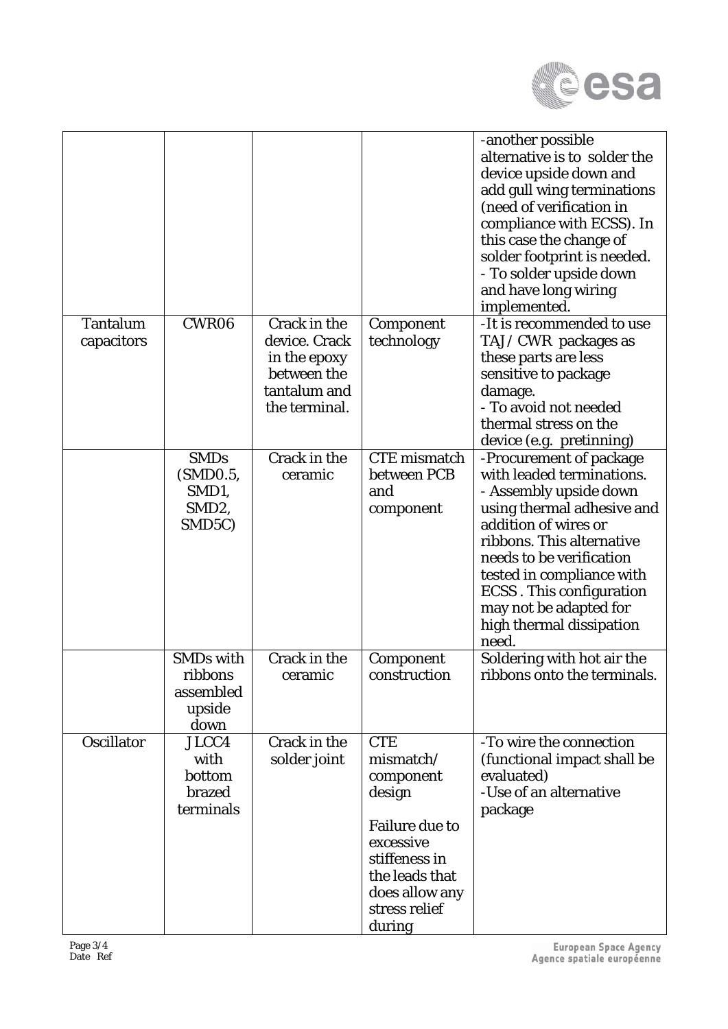| | | | | -another possible alternative is to solder the device upside down and add gull wing terminations (need of verification in compliance with ECSS). In this case the change of solder footprint is needed.<br>- To solder upside down and have long wiring implemented. |
|---|---|---|---|---|
| Tantalum capacitors | CWR06 | Crack in the device. Crack in the epoxy between the tantalum and the terminal. | Component technology | -It is recommended to use TAJ/ CWR packages as these parts are less sensitive to package damage.<br>- To avoid not needed thermal stress on the device (e.g. pretinning) |
| | SMDs (SMD0.5, SMD1, SMD2, SMD5C) | Crack in the ceramic | CTE mismatch between PCB and component | -Procurement of package with leaded terminations.<br>- Assembly upside down using thermal adhesive and addition of wires or ribbons. This alternative needs to be verification tested in compliance with ECSS . This configuration may not be adapted for high thermal dissipation need. |
| | SMDs with ribbons assembled upside down | Crack in the ceramic | Component construction | Soldering with hot air the ribbons onto the terminals. |
| Oscillator | JLCC4 with bottom brazed terminals | Crack in the solder joint | CTE mismatch/ component design<br><br>Failure due to excessive stiffness in the leads that does allow any stress relief during | -To wire the connection (functional impact shall be evaluated)<br>-Use of an alternative package |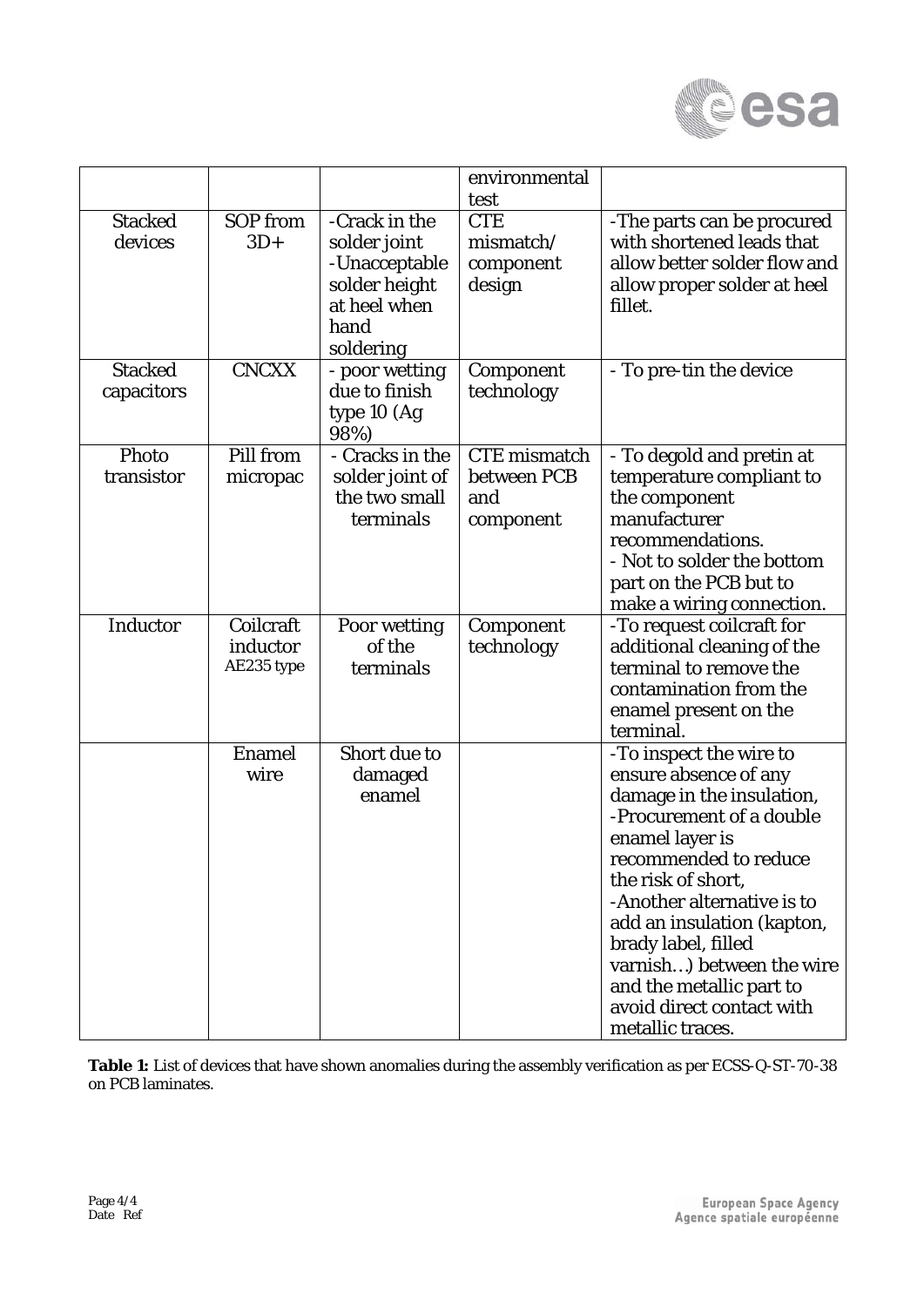| | | | | |
|---|---|---|---|---|
| | | | environmental test | |
| Stacked devices | SOP from 3D+ | -Crack in the solder joint<br>-Unacceptable solder height at heel when hand soldering | CTE mismatch/ component design | -The parts can be procured with shortened leads that allow better solder flow and allow proper solder at heel fillet. |
| Stacked capacitors | CNCXX | - poor wetting due to finish type 10 (Ag 98%) | Component technology | - To pre-tin the device |
| Photo transistor | Pill from micropac | - Cracks in the solder joint of the two small terminals | CTE mismatch between PCB and component | - To degold and pretin at temperature compliant to the component manufacturer recommendations.<br>- Not to solder the bottom part on the PCB but to make a wiring connection. |
| Inductor | Coilcraft inductor AE235 type | Poor wetting of the terminals | Component technology | -To request coilcraft for additional cleaning of the terminal to remove the contamination from the enamel present on the terminal. |
| | Enamel wire | Short due to damaged enamel | | -To inspect the wire to ensure absence of any damage in the insulation,<br>-Procurement of a double enamel layer is recommended to reduce the risk of short,<br>-Another alternative is to add an insulation (kapton, brady label, filled varnish…) between the wire and the metallic part to avoid direct contact with metallic traces. |

**Table 1:** List of devices that have shown anomalies during the assembly verification as per ECSS-Q-ST-70-38 on PCB laminates.